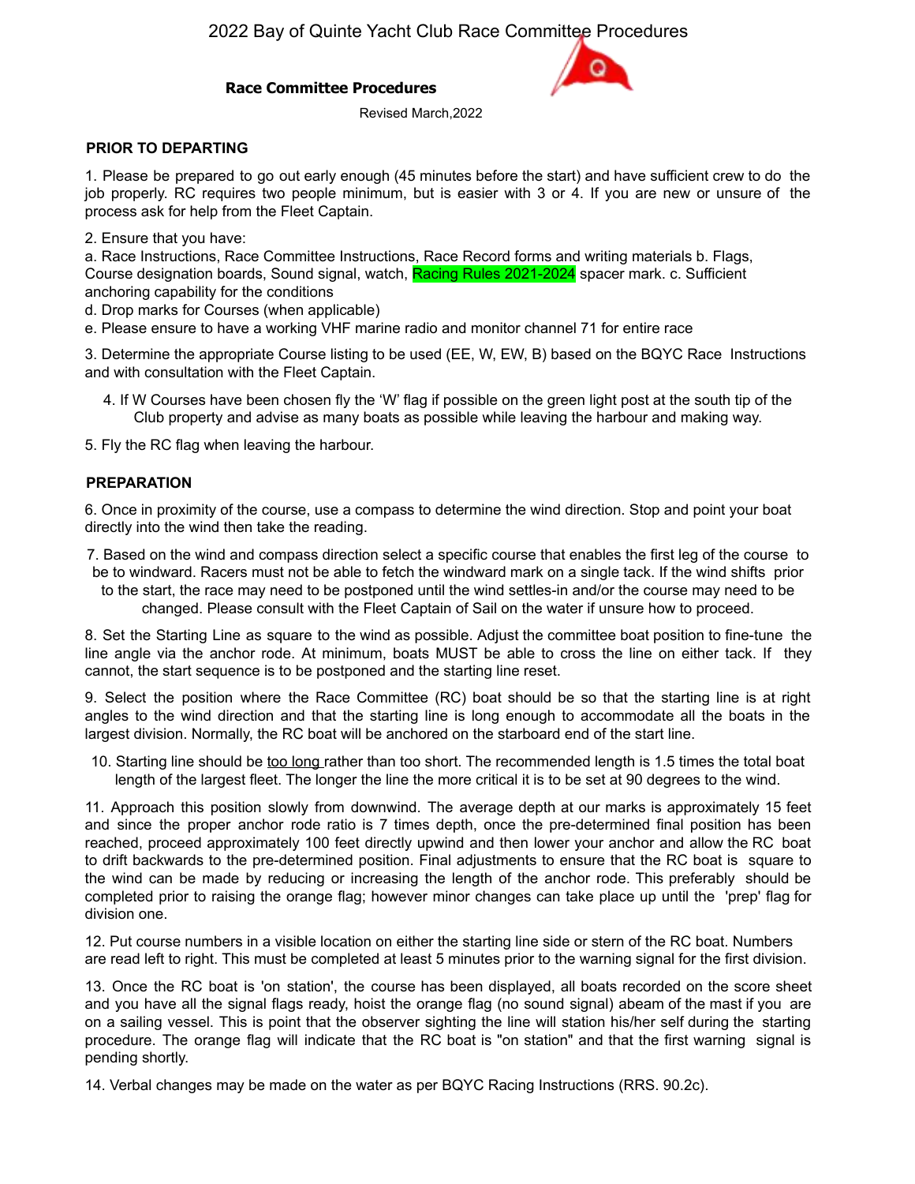# 2022 Bay of Quinte Yacht Club Race Committee Procedures

## Race Committee Procedures

Revised March,2022

### PRIOR TO DEPARTING

1. Please be prepared to go out early enough (45 minutes before the start) and have sufficient crew to do the job properly. RC requires two people minimum, but is easier with 3 or 4. If you are new or unsure of the process ask for help from the Fleet Captain.

2. Ensure that you have:
a. Race Instructions, Race Committee Instructions, Race Record forms and writing materials b. Flags, Course designation boards, Sound signal, watch, Racing Rules 2021-2024 spacer mark. c. Sufficient anchoring capability for the conditions
d. Drop marks for Courses (when applicable)
e. Please ensure to have a working VHF marine radio and monitor channel 71 for entire race

3. Determine the appropriate Course listing to be used (EE, W, EW, B) based on the BQYC Race Instructions and with consultation with the Fleet Captain.

4. If W Courses have been chosen fly the 'W' flag if possible on the green light post at the south tip of the Club property and advise as many boats as possible while leaving the harbour and making way.

5. Fly the RC flag when leaving the harbour.

### PREPARATION

6. Once in proximity of the course, use a compass to determine the wind direction. Stop and point your boat directly into the wind then take the reading.

7. Based on the wind and compass direction select a specific course that enables the first leg of the course to be to windward. Racers must not be able to fetch the windward mark on a single tack. If the wind shifts prior to the start, the race may need to be postponed until the wind settles-in and/or the course may need to be changed. Please consult with the Fleet Captain of Sail on the water if unsure how to proceed.

8. Set the Starting Line as square to the wind as possible. Adjust the committee boat position to fine-tune the line angle via the anchor rode. At minimum, boats MUST be able to cross the line on either tack. If they cannot, the start sequence is to be postponed and the starting line reset.

9. Select the position where the Race Committee (RC) boat should be so that the starting line is at right angles to the wind direction and that the starting line is long enough to accommodate all the boats in the largest division. Normally, the RC boat will be anchored on the starboard end of the start line.

10. Starting line should be too long rather than too short. The recommended length is 1.5 times the total boat length of the largest fleet. The longer the line the more critical it is to be set at 90 degrees to the wind.

11. Approach this position slowly from downwind. The average depth at our marks is approximately 15 feet and since the proper anchor rode ratio is 7 times depth, once the pre-determined final position has been reached, proceed approximately 100 feet directly upwind and then lower your anchor and allow the RC boat to drift backwards to the pre-determined position. Final adjustments to ensure that the RC boat is square to the wind can be made by reducing or increasing the length of the anchor rode. This preferably should be completed prior to raising the orange flag; however minor changes can take place up until the 'prep' flag for division one.

12. Put course numbers in a visible location on either the starting line side or stern of the RC boat. Numbers are read left to right. This must be completed at least 5 minutes prior to the warning signal for the first division.

13. Once the RC boat is 'on station', the course has been displayed, all boats recorded on the score sheet and you have all the signal flags ready, hoist the orange flag (no sound signal) abeam of the mast if you are on a sailing vessel. This is point that the observer sighting the line will station his/her self during the starting procedure. The orange flag will indicate that the RC boat is "on station" and that the first warning signal is pending shortly.

14. Verbal changes may be made on the water as per BQYC Racing Instructions (RRS. 90.2c).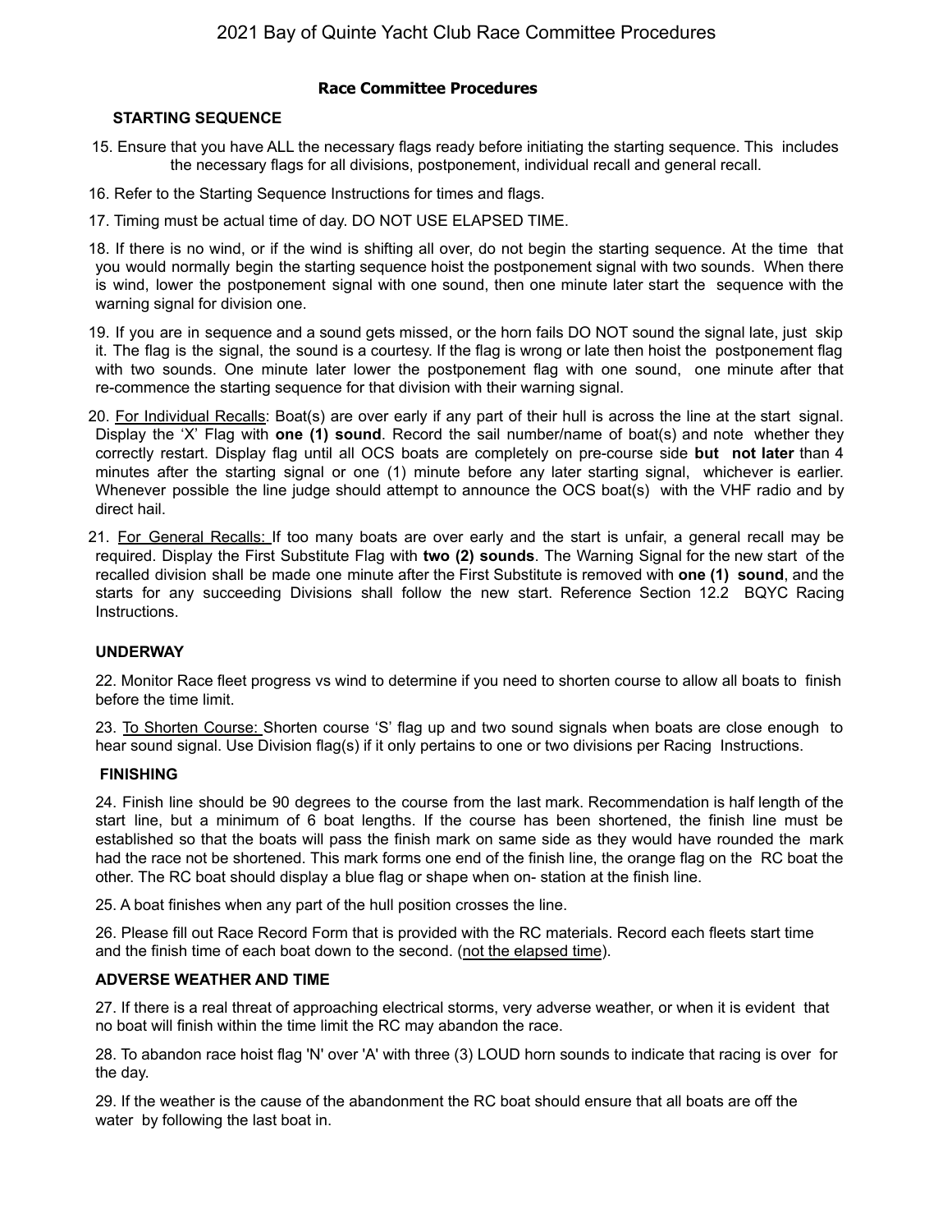## Race Committee Procedures

### STARTING SEQUENCE

15. Ensure that you have ALL the necessary flags ready before initiating the starting sequence. This includes the necessary flags for all divisions, postponement, individual recall and general recall.
16. Refer to the Starting Sequence Instructions for times and flags.
17. Timing must be actual time of day. DO NOT USE ELAPSED TIME.
18. If there is no wind, or if the wind is shifting all over, do not begin the starting sequence. At the time that you would normally begin the starting sequence hoist the postponement signal with two sounds. When there is wind, lower the postponement signal with one sound, then one minute later start the sequence with the warning signal for division one.
19. If you are in sequence and a sound gets missed, or the horn fails DO NOT sound the signal late, just skip it. The flag is the signal, the sound is a courtesy. If the flag is wrong or late then hoist the postponement flag with two sounds. One minute later lower the postponement flag with one sound, one minute after that re-commence the starting sequence for that division with their warning signal.
20. For Individual Recalls: Boat(s) are over early if any part of their hull is across the line at the start signal. Display the 'X' Flag with **one (1) sound**. Record the sail number/name of boat(s) and note whether they correctly restart. Display flag until all OCS boats are completely on pre-course side **but not later** than 4 minutes after the starting signal or one (1) minute before any later starting signal, whichever is earlier. Whenever possible the line judge should attempt to announce the OCS boat(s) with the VHF radio and by direct hail.
21. For General Recalls: If too many boats are over early and the start is unfair, a general recall may be required. Display the First Substitute Flag with **two (2) sounds**. The Warning Signal for the new start of the recalled division shall be made one minute after the First Substitute is removed with **one (1) sound**, and the starts for any succeeding Divisions shall follow the new start. Reference Section 12.2 BQYC Racing Instructions.

### UNDERWAY

22. Monitor Race fleet progress vs wind to determine if you need to shorten course to allow all boats to finish before the time limit.
23. To Shorten Course: Shorten course 'S' flag up and two sound signals when boats are close enough to hear sound signal. Use Division flag(s) if it only pertains to one or two divisions per Racing Instructions.

### FINISHING

24. Finish line should be 90 degrees to the course from the last mark. Recommendation is half length of the start line, but a minimum of 6 boat lengths. If the course has been shortened, the finish line must be established so that the boats will pass the finish mark on same side as they would have rounded the mark had the race not be shortened. This mark forms one end of the finish line, the orange flag on the RC boat the other. The RC boat should display a blue flag or shape when on- station at the finish line.
25. A boat finishes when any part of the hull position crosses the line.
26. Please fill out Race Record Form that is provided with the RC materials. Record each fleets start time and the finish time of each boat down to the second. (not the elapsed time).

### ADVERSE WEATHER AND TIME

27. If there is a real threat of approaching electrical storms, very adverse weather, or when it is evident that no boat will finish within the time limit the RC may abandon the race.
28. To abandon race hoist flag 'N' over 'A' with three (3) LOUD horn sounds to indicate that racing is over for the day.
29. If the weather is the cause of the abandonment the RC boat should ensure that all boats are off the water by following the last boat in.